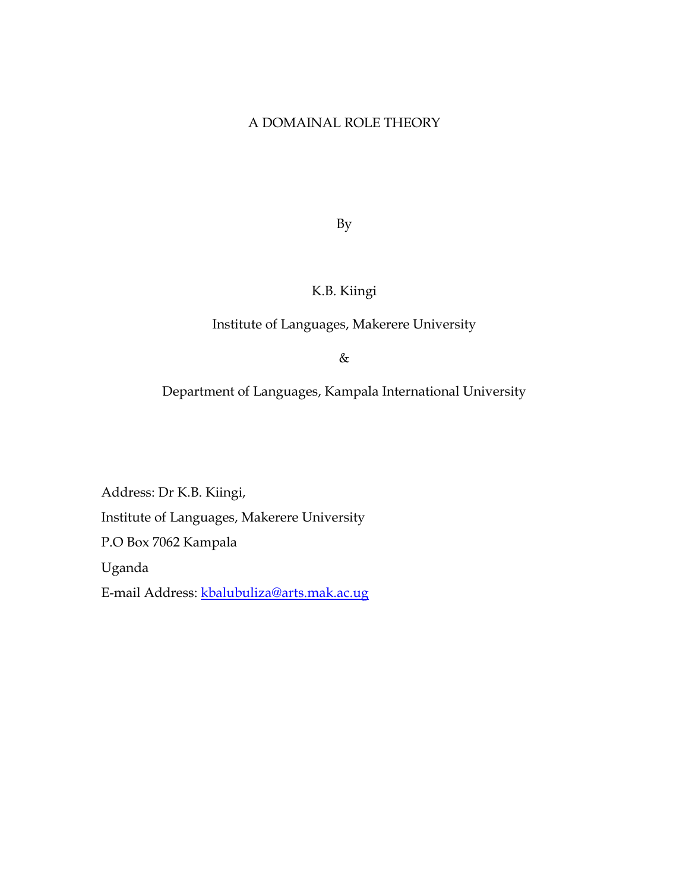# A DOMAINAL ROLE THEORY

By

K.B. Kiingi

Institute of Languages, Makerere University

&

Department of Languages, Kampala International University

Address: Dr K.B. Kiingi,

Institute of Languages, Makerere University

P.O Box 7062 Kampala

Uganda

E-mail Address: kbalubuliza@arts.mak.ac.ug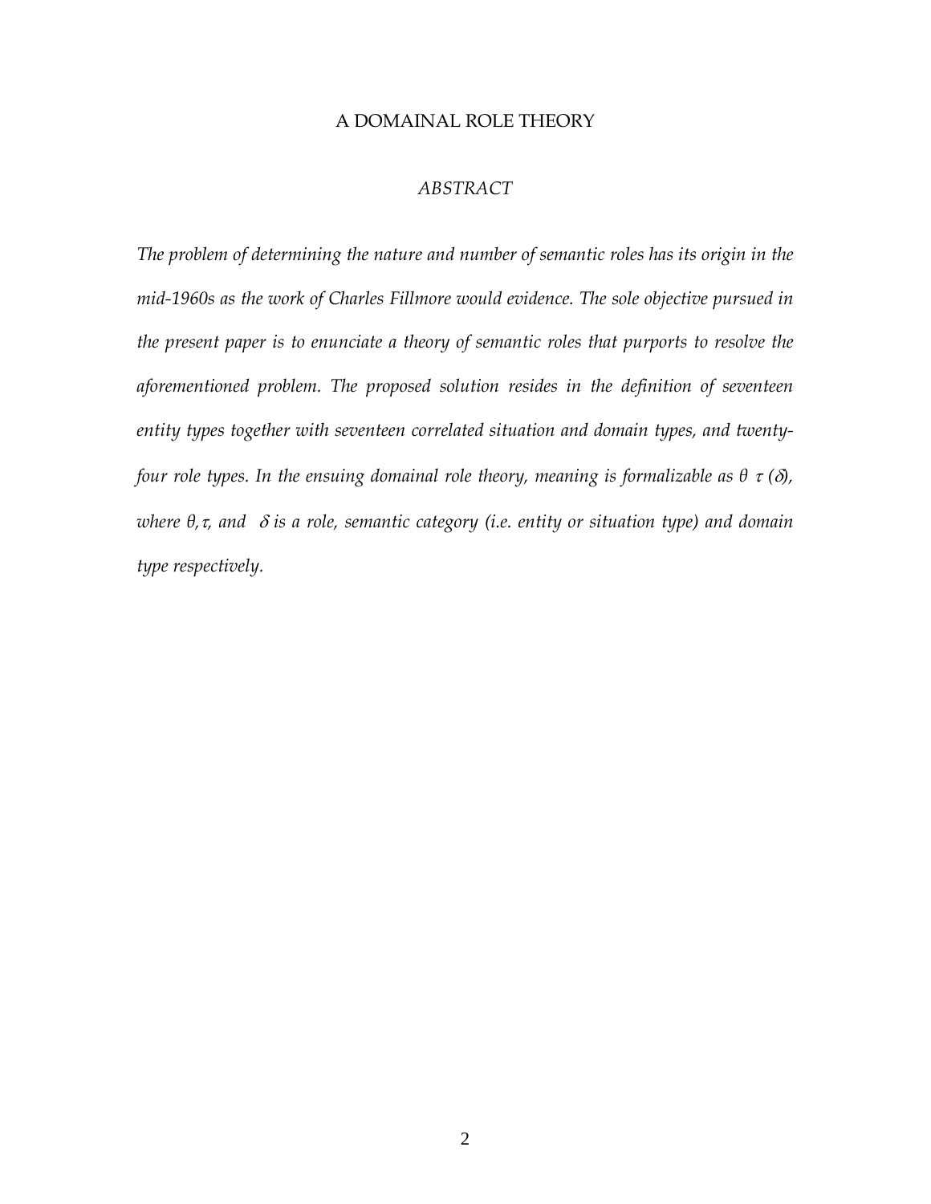# A DOMAINAL ROLE THEORY

## *ABSTRACT*

*The problem of determining the nature and number of semantic roles has its origin in the mid-1960s as the work of Charles Fillmore would evidence. The sole objective pursued in the present paper is to enunciate a theory of semantic roles that purports to resolve the aforementioned problem. The proposed solution resides in the definition of seventeen entity types together with seventeen correlated situation and domain types, and twenty-four role types. In the ensuing domainal role theory, meaning is formalizable as* $\theta\ \tau\ (\delta)$*, where* $\theta$*,* $\tau$*, and* $\delta$ *is a role, semantic category (i.e. entity or situation type) and domain type respectively.*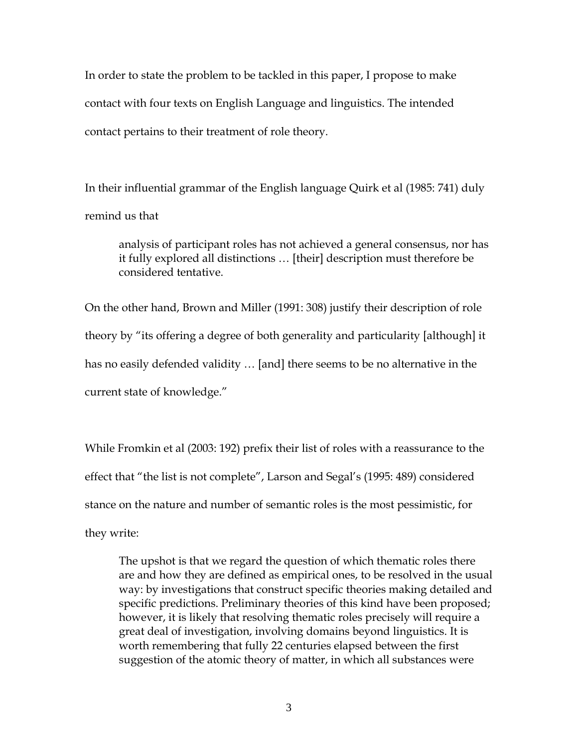In order to state the problem to be tackled in this paper, I propose to make contact with four texts on English Language and linguistics. The intended contact pertains to their treatment of role theory.

In their influential grammar of the English language Quirk et al (1985: 741) duly remind us that

> analysis of participant roles has not achieved a general consensus, nor has it fully explored all distinctions … [their] description must therefore be considered tentative.

On the other hand, Brown and Miller (1991: 308) justify their description of role theory by "its offering a degree of both generality and particularity [although] it has no easily defended validity … [and] there seems to be no alternative in the current state of knowledge."

While Fromkin et al (2003: 192) prefix their list of roles with a reassurance to the effect that "the list is not complete", Larson and Segal's (1995: 489) considered stance on the nature and number of semantic roles is the most pessimistic, for they write:

> The upshot is that we regard the question of which thematic roles there are and how they are defined as empirical ones, to be resolved in the usual way: by investigations that construct specific theories making detailed and specific predictions. Preliminary theories of this kind have been proposed; however, it is likely that resolving thematic roles precisely will require a great deal of investigation, involving domains beyond linguistics. It is worth remembering that fully 22 centuries elapsed between the first suggestion of the atomic theory of matter, in which all substances were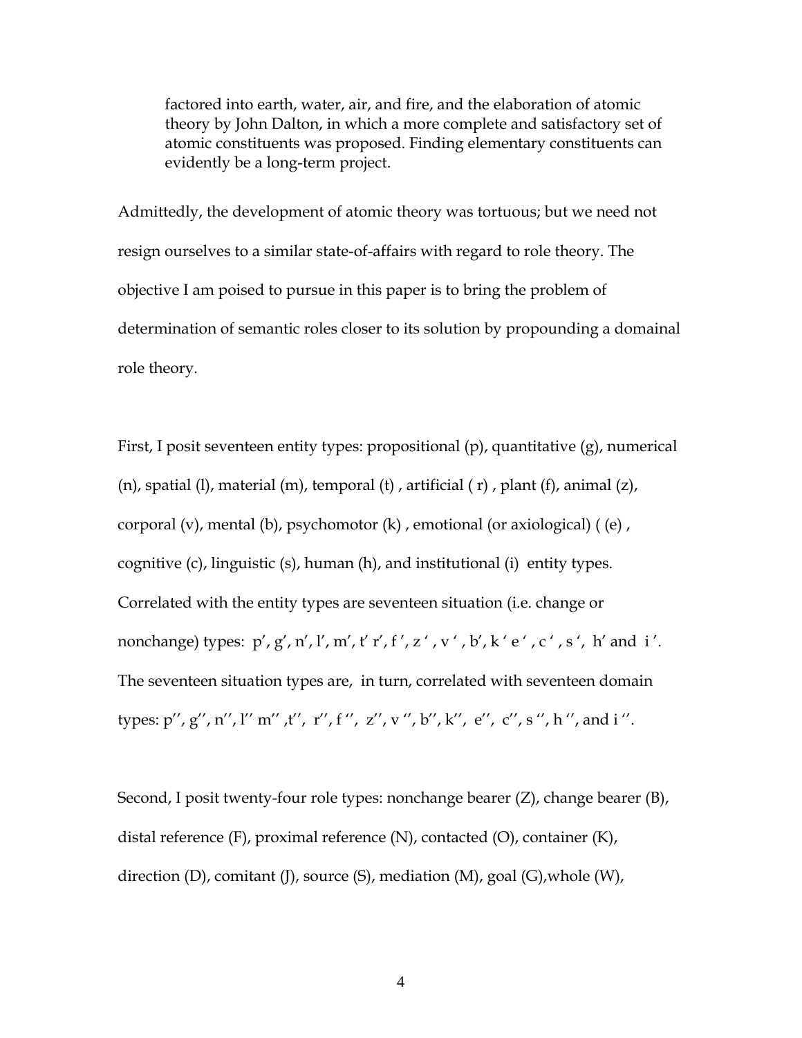> factored into earth, water, air, and fire, and the elaboration of atomic theory by John Dalton, in which a more complete and satisfactory set of atomic constituents was proposed. Finding elementary constituents can evidently be a long-term project.

Admittedly, the development of atomic theory was tortuous; but we need not resign ourselves to a similar state-of-affairs with regard to role theory. The objective I am poised to pursue in this paper is to bring the problem of determination of semantic roles closer to its solution by propounding a domainal role theory.

First, I posit seventeen entity types: propositional (p), quantitative (g), numerical (n), spatial (l), material (m), temporal (t) , artificial ( r) , plant (f), animal (z), corporal (v), mental (b), psychomotor (k) , emotional (or axiological) ( (e) , cognitive (c), linguistic (s), human (h), and institutional (i) entity types. Correlated with the entity types are seventeen situation (i.e. change or nonchange) types: p′, g′, n′, l′, m′, t′ r′, f ′, z ′ , v ′ , b′, k ′ e ′ , c ′ , s ′, h′ and i ′. The seventeen situation types are, in turn, correlated with seventeen domain types: p′′, g′′, n′′, l′′ m′′ ,t′′, r′′, f ′′, z′′, v ′′, b′′, k′′, e′′, c′′, s ′′, h ′′, and i ′′.

Second, I posit twenty-four role types: nonchange bearer (Z), change bearer (B), distal reference (F), proximal reference (N), contacted (O), container (K), direction (D), comitant (J), source (S), mediation (M), goal (G),whole (W),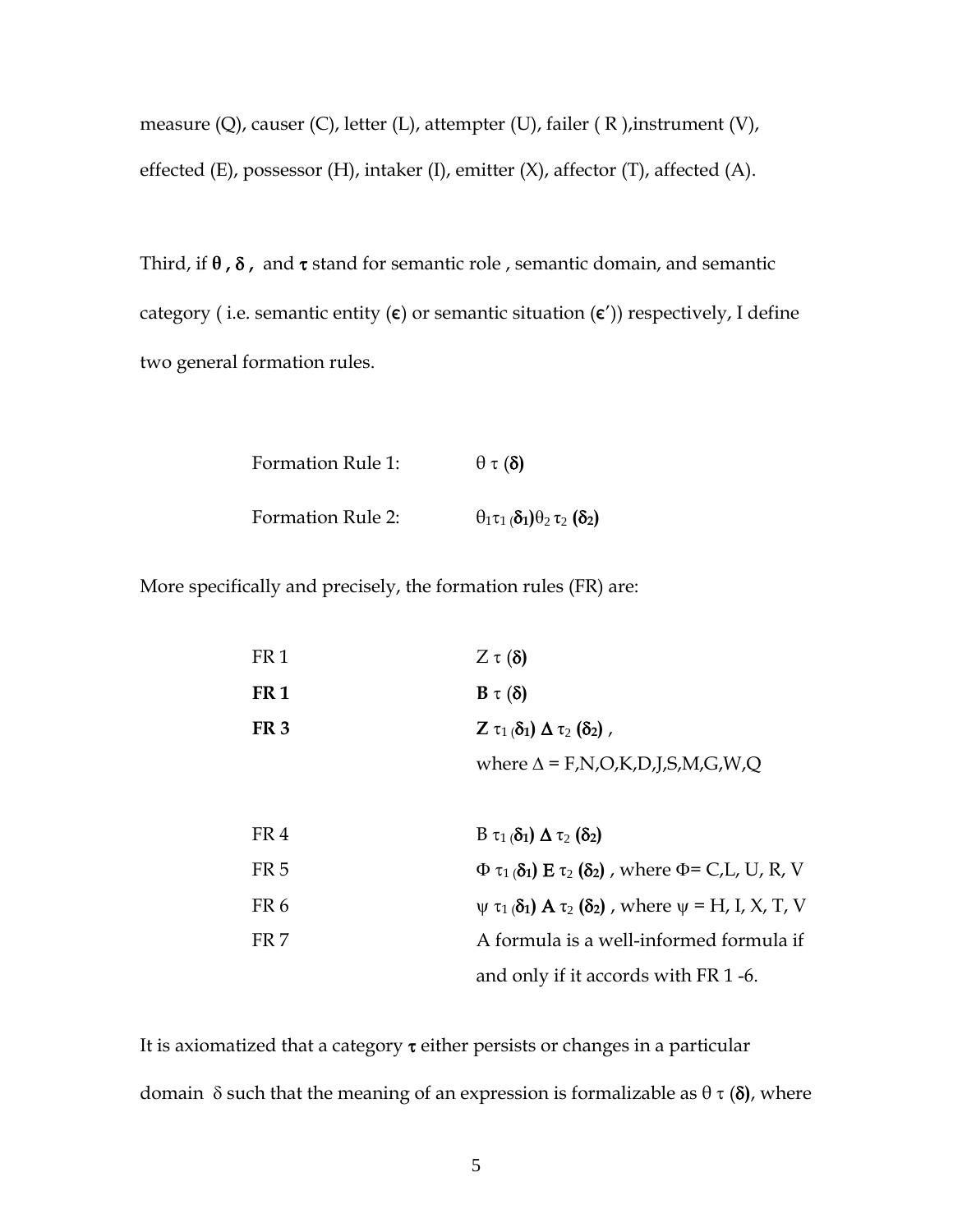measure (Q), causer (C), letter (L), attempter (U), failer ( R ),instrument (V), effected (E), possessor (H), intaker (I), emitter (X), affector (T), affected (A).

Third, if **$\theta$ , $\delta$ ,** and **$\tau$** stand for semantic role , semantic domain, and semantic category ( i.e. semantic entity (**$\epsilon$**) or semantic situation (**$\epsilon'$**)) respectively, I define two general formation rules.

| | |
|---|---|
| Formation Rule 1: | $\theta\ \tau\ (\boldsymbol{\delta})$ |
| Formation Rule 2: | $\theta_1 \tau_1 (\boldsymbol{\delta_1}) \theta_2\ \tau_2\ (\boldsymbol{\delta_2})$ |

More specifically and precisely, the formation rules (FR) are:

| | |
|---|---|
| FR 1 | $Z\ \tau\ (\boldsymbol{\delta})$ |
| **FR 1** | $\mathbf{B}\ \tau\ (\boldsymbol{\delta})$ |
| **FR 3** | $\mathbf{Z}\ \tau_1 (\boldsymbol{\delta_1})\ \boldsymbol{\Delta}\ \tau_2\ (\boldsymbol{\delta_2})$ , |
| | where $\Delta$ = F,N,O,K,D,J,S,M,G,W,Q |
| FR 4 | $B\ \tau_1 (\boldsymbol{\delta_1})\ \boldsymbol{\Delta}\ \tau_2\ (\boldsymbol{\delta_2})$ |
| FR 5 | $\Phi\ \tau_1 (\boldsymbol{\delta_1})\ \mathbf{E}\ \tau_2\ (\boldsymbol{\delta_2})$ , where $\Phi$= C,L, U, R, V |
| FR 6 | $\psi\ \tau_1 (\boldsymbol{\delta_1})\ \mathbf{A}\ \tau_2\ (\boldsymbol{\delta_2})$ , where $\psi$ = H, I, X, T, V |
| FR 7 | A formula is a well-informed formula if and only if it accords with FR 1 -6. |

It is axiomatized that a category **$\tau$** either persists or changes in a particular domain $\delta$ such that the meaning of an expression is formalizable as $\theta\ \tau\ (\boldsymbol{\delta})$, where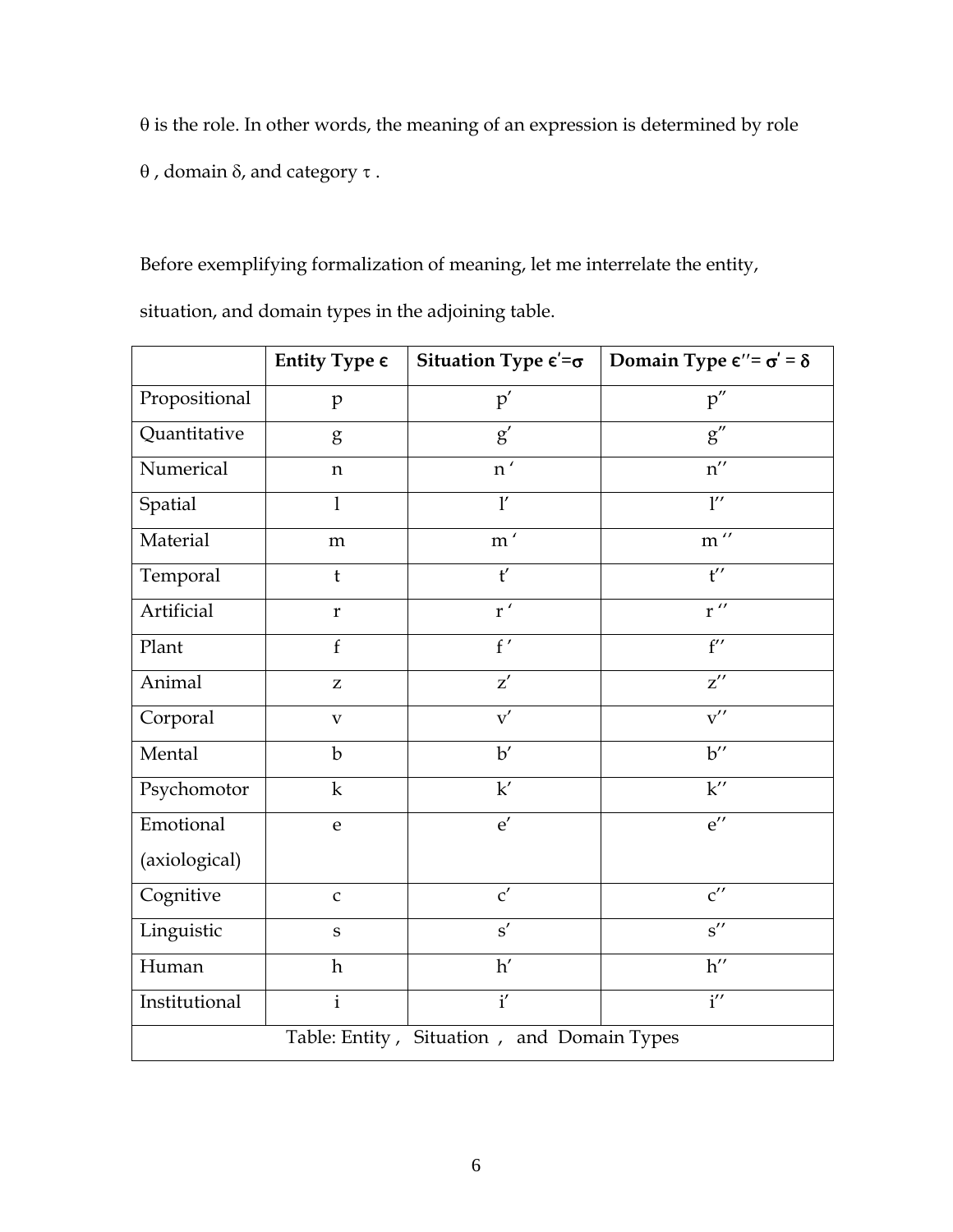$\theta$ is the role. In other words, the meaning of an expression is determined by role $\theta$, domain $\delta$, and category $\tau$.

Before exemplifying formalization of meaning, let me interrelate the entity, situation, and domain types in the adjoining table.

| | **Entity Type $\epsilon$** | **Situation Type $\epsilon' = \sigma$** | **Domain Type $\epsilon'' = \sigma' = \delta$** |
|---|---|---|---|
| Propositional | $p$ | $p'$ | $p''$ |
| Quantitative | $g$ | $g'$ | $g''$ |
| Numerical | $n$ | $n'$ | $n''$ |
| Spatial | $l$ | $l'$ | $l''$ |
| Material | $m$ | $m'$ | $m''$ |
| Temporal | $t$ | $t'$ | $t''$ |
| Artificial | $r$ | $r'$ | $r''$ |
| Plant | $f$ | $f'$ | $f''$ |
| Animal | $z$ | $z'$ | $z''$ |
| Corporal | $v$ | $v'$ | $v''$ |
| Mental | $b$ | $b'$ | $b''$ |
| Psychomotor | $k$ | $k'$ | $k''$ |
| Emotional (axiological) | $e$ | $e'$ | $e''$ |
| Cognitive | $c$ | $c'$ | $c''$ |
| Linguistic | $s$ | $s'$ | $s''$ |
| Human | $h$ | $h'$ | $h''$ |
| Institutional | $i$ | $i'$ | $i''$ |

Table: Entity , Situation , and Domain Types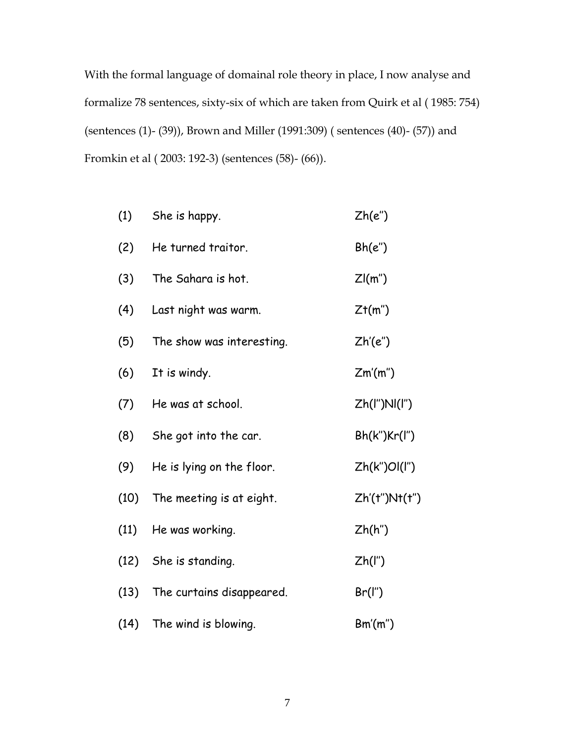With the formal language of domainal role theory in place, I now analyse and formalize 78 sentences, sixty-six of which are taken from Quirk et al ( 1985: 754) (sentences (1)- (39)), Brown and Miller (1991:309) ( sentences (40)- (57)) and Fromkin et al ( 2003: 192-3) (sentences (58)- (66)).

| | | |
|---|---|---|
| (1) | She is happy. | Zh(e′′) |
| (2) | He turned traitor. | Bh(e′′) |
| (3) | The Sahara is hot. | Zl(m′′) |
| (4) | Last night was warm. | Zt(m′′) |
| (5) | The show was interesting. | Zh′(e′′) |
| (6) | It is windy. | Zm′(m′′) |
| (7) | He was at school. | Zh(l′′)Nl(l′′) |
| (8) | She got into the car. | Bh(k′′)Kr(l′′) |
| (9) | He is lying on the floor. | Zh(k′′)Ol(l′′) |
| (10) | The meeting is at eight. | Zh′(t′′)Nt(t′′) |
| (11) | He was working. | Zh(h′′) |
| (12) | She is standing. | Zh(l′′) |
| (13) | The curtains disappeared. | Br(l′′) |
| (14) | The wind is blowing. | Bm′(m′′) |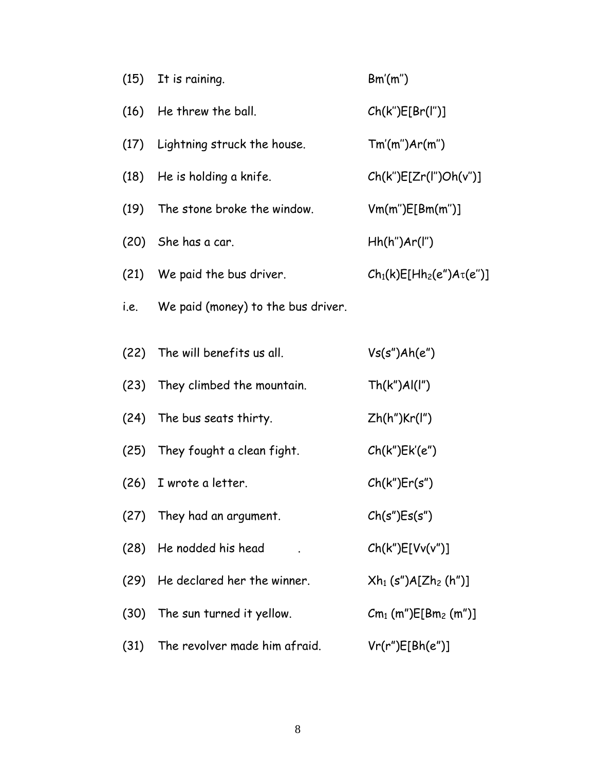(15) It is raining. Bm′(m″)

(16) He threw the ball. Ch(k″)E[Br(l″)]

(17) Lightning struck the house. Tm′(m″)Ar(m″)

(18) He is holding a knife. Ch(k″)E[Zr(l″)Oh(v″)]

(19) The stone broke the window. Vm(m″)E[Bm(m″)]

(20) She has a car. Hh(h″)Ar(l″)

(21) We paid the bus driver. $Ch_1$(k)E[$Hh_2$(e″)Aτ(e″)]

i.e. We paid (money) to the bus driver.

(22) The will benefits us all. Vs(s″)Ah(e″)

(23) They climbed the mountain. Th(k″)Al(l″)

(24) The bus seats thirty. Zh(h″)Kr(l″)

(25) They fought a clean fight. Ch(k″)Ek′(e″)

(26) I wrote a letter. Ch(k″)Er(s″)

(27) They had an argument. Ch(s″)Es(s″)

(28) He nodded his head . Ch(k″)E[Vv(v″)]

(29) He declared her the winner. $Xh_1$ (s″)A[$Zh_2$ (h″)]

(30) The sun turned it yellow. $Cm_1$ (m″)E[$Bm_2$ (m″)]

(31) The revolver made him afraid. Vr(r″)E[Bh(e″)]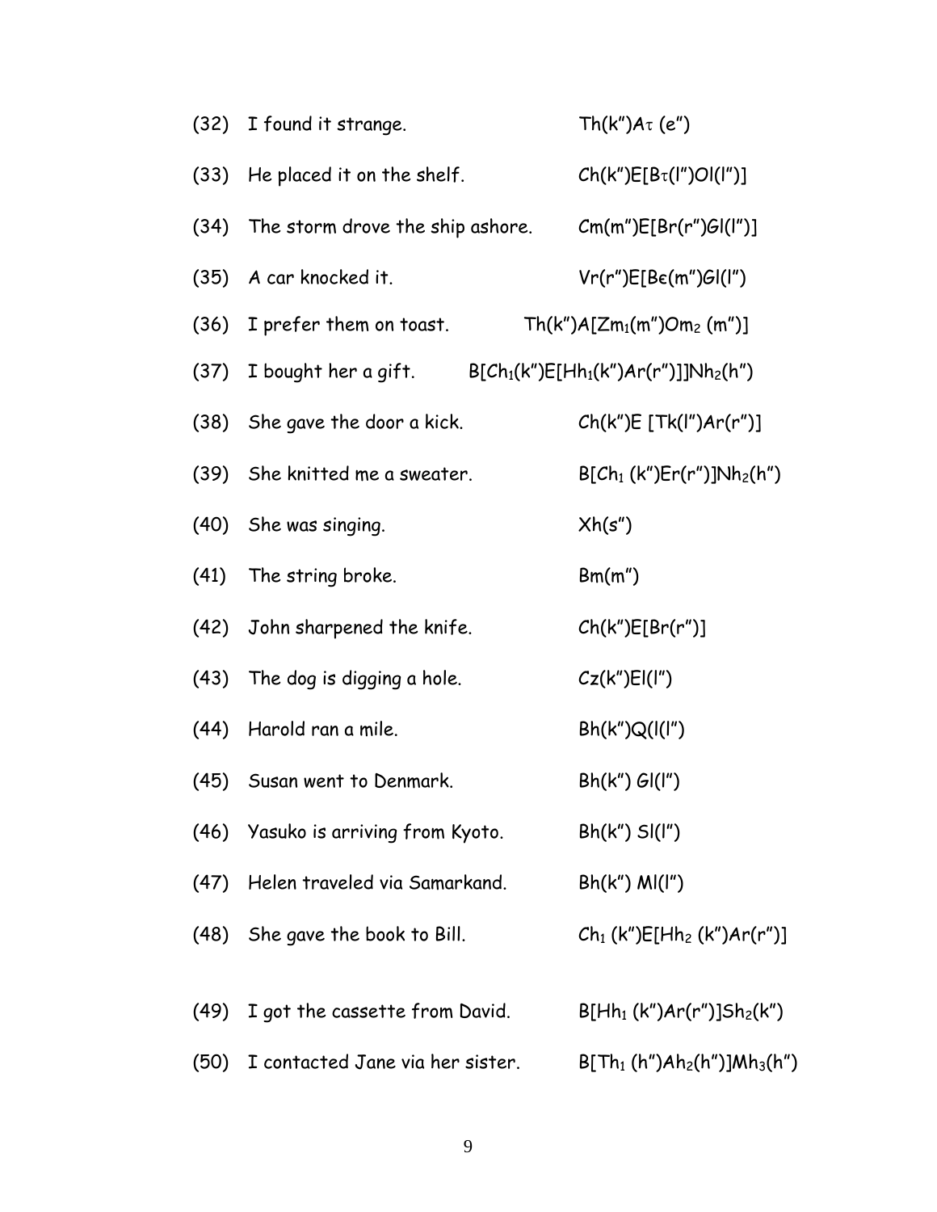(32) I found it strange. Th(k″)Aτ (e″)

(33) He placed it on the shelf. Ch(k″)E[Bτ(l″)Ol(l″)]

(34) The storm drove the ship ashore. Cm(m″)E[Br(r″)Gl(l″)]

(35) A car knocked it. Vr(r″)E[Bϵ(m″)Gl(l″)

(36) I prefer them on toast. Th(k″)A[Zm$_1$(m″)Om$_2$ (m″)]

(37) I bought her a gift. B[Ch$_1$(k″)E[Hh$_1$(k″)Ar(r″)]]Nh$_2$(h″)

(38) She gave the door a kick. Ch(k″)E [Tk(l″)Ar(r″)]

(39) She knitted me a sweater. B[Ch$_1$ (k″)Er(r″)]Nh$_2$(h″)

(40) She was singing. Xh(s″)

(41) The string broke. Bm(m″)

(42) John sharpened the knife. Ch(k″)E[Br(r″)]

(43) The dog is digging a hole. Cz(k″)El(l″)

(44) Harold ran a mile. Bh(k″)Q(l(l″)

(45) Susan went to Denmark. Bh(k″) Gl(l″)

(46) Yasuko is arriving from Kyoto. Bh(k″) Sl(l″)

(47) Helen traveled via Samarkand. Bh(k″) Ml(l″)

(48) She gave the book to Bill. Ch$_1$ (k″)E[Hh$_2$ (k″)Ar(r″)]

(49) I got the cassette from David. B[Hh$_1$ (k″)Ar(r″)]Sh$_2$(k″)

(50) I contacted Jane via her sister. B[Th$_1$ (h″)Ah$_2$(h″)]Mh$_3$(h″)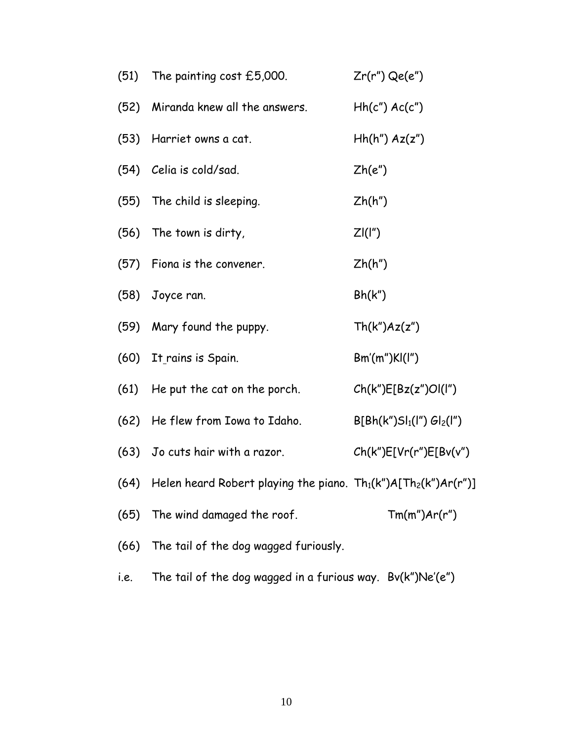(51) The painting cost £5,000. Zr(r″) Qe(e″)

(52) Miranda knew all the answers. Hh(c″) Ac(c″)

(53) Harriet owns a cat. Hh(h″) Az(z″)

(54) Celia is cold/sad. Zh(e″)

(55) The child is sleeping. Zh(h″)

(56) The town is dirty, Zl(l″)

(57) Fiona is the convener. Zh(h″)

(58) Joyce ran. Bh(k″)

(59) Mary found the puppy. Th(k″)Az(z″)

(60) It rains is Spain. Bm′(m″)Kl(l″)

(61) He put the cat on the porch. Ch(k″)E[Bz(z″)Ol(l″)

(62) He flew from Iowa to Idaho. B[Bh(k″)$Sl_1$(l″) $Gl_2$(l″)

(63) Jo cuts hair with a razor. Ch(k″)E[Vr(r″)E[Bv(v″)

(64) Helen heard Robert playing the piano. $Th_1$(k″)A[$Th_2$(k″)Ar(r″)]

(65) The wind damaged the roof. Tm(m″)Ar(r″)

(66) The tail of the dog wagged furiously.

i.e. The tail of the dog wagged in a furious way. Bv(k″)Ne′(e″)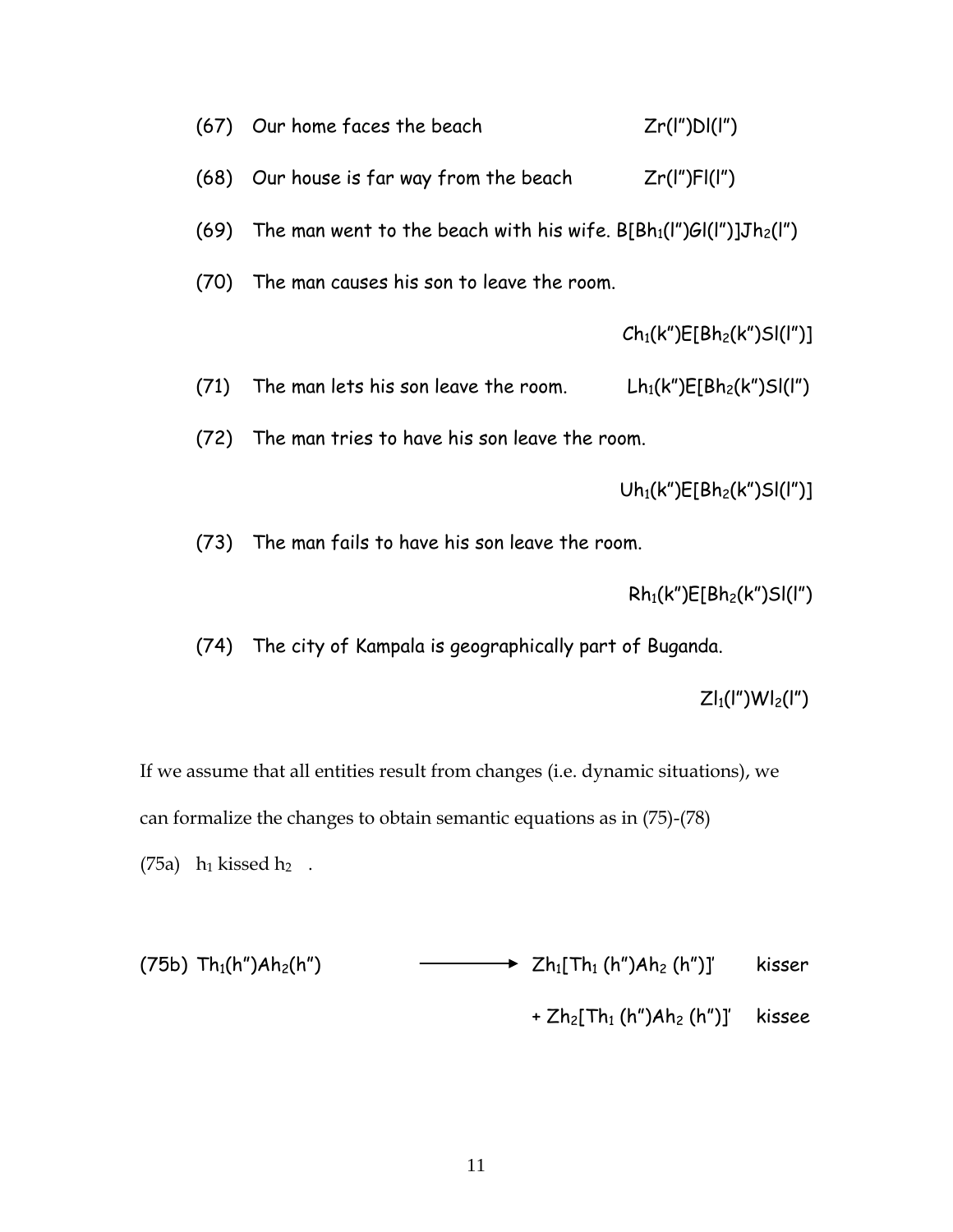(67) Our home faces the beach $Zr(l'')Dl(l'')$

(68) Our house is far way from the beach $Zr(l'')Fl(l'')$

(69) The man went to the beach with his wife. $B[Bh_1(l'')Gl(l'')]Jh_2(l'')$

(70) The man causes his son to leave the room.

$$Ch_1(k'')E[Bh_2(k'')Sl(l'')]$$

(71) The man lets his son leave the room. $Lh_1(k'')E[Bh_2(k'')Sl(l'')$

(72) The man tries to have his son leave the room.

$$Uh_1(k'')E[Bh_2(k'')Sl(l'')]$$

(73) The man fails to have his son leave the room.

$$Rh_1(k'')E[Bh_2(k'')Sl(l'')$$

(74) The city of Kampala is geographically part of Buganda.

$$Zl_1(l'')Wl_2(l'')$$

If we assume that all entities result from changes (i.e. dynamic situations), we can formalize the changes to obtain semantic equations as in (75)-(78)

(75a) $h_1$ kissed $h_2$ .

(75b) $Th_1(h'')Ah_2(h'') \longrightarrow Zh_1[Th_1 (h'')Ah_2 (h'')]'$ kisser

$+ Zh_2[Th_1 (h'')Ah_2 (h'')]'$ kissee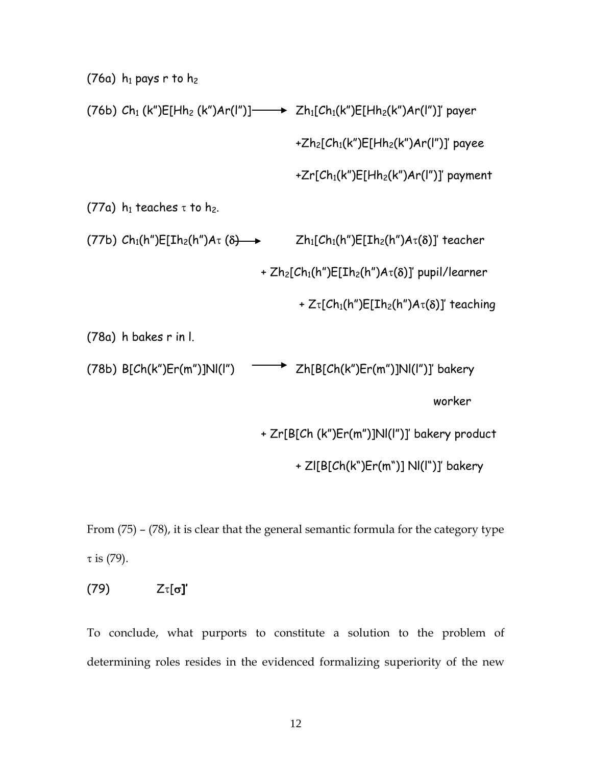(76a) $h_1$ pays r to $h_2$

(76b) $Ch_1(k'')E[Hh_2(k'')Ar(l'')] \longrightarrow Zh_1[Ch_1(k'')E[Hh_2(k'')Ar(l'')]]'$ payer

$+Zh_2[Ch_1(k'')E[Hh_2(k'')Ar(l'')]]'$ payee

$+Zr[Ch_1(k'')E[Hh_2(k'')Ar(l'')]]'$ payment

(77a) $h_1$ teaches $\tau$ to $h_2$.

(77b) $Ch_1(h'')E[Ih_2(h'')A\tau(\delta) \longrightarrow Zh_1[Ch_1(h'')E[Ih_2(h'')A\tau(\delta)]]'$ teacher

$+ Zh_2[Ch_1(h'')E[Ih_2(h'')A\tau(\delta)]]'$ pupil/learner

$+ Z\tau[Ch_1(h'')E[Ih_2(h'')A\tau(\delta)]]'$ teaching

(78a) h bakes r in l.

(78b) $B[Ch(k'')Er(m'')]Nl(l'') \longrightarrow Zh[B[Ch(k'')Er(m'')]Nl(l'')]'$ bakery worker

$+ Zr[B[Ch(k'')Er(m'')]Nl(l'')]'$ bakery product

$+ Zl[B[Ch(k'')Er(m'')]Nl(l'')]'$ bakery

From (75) – (78), it is clear that the general semantic formula for the category type $\tau$ is (79).

(79) $Z\tau[\sigma]'$

To conclude, what purports to constitute a solution to the problem of determining roles resides in the evidenced formalizing superiority of the new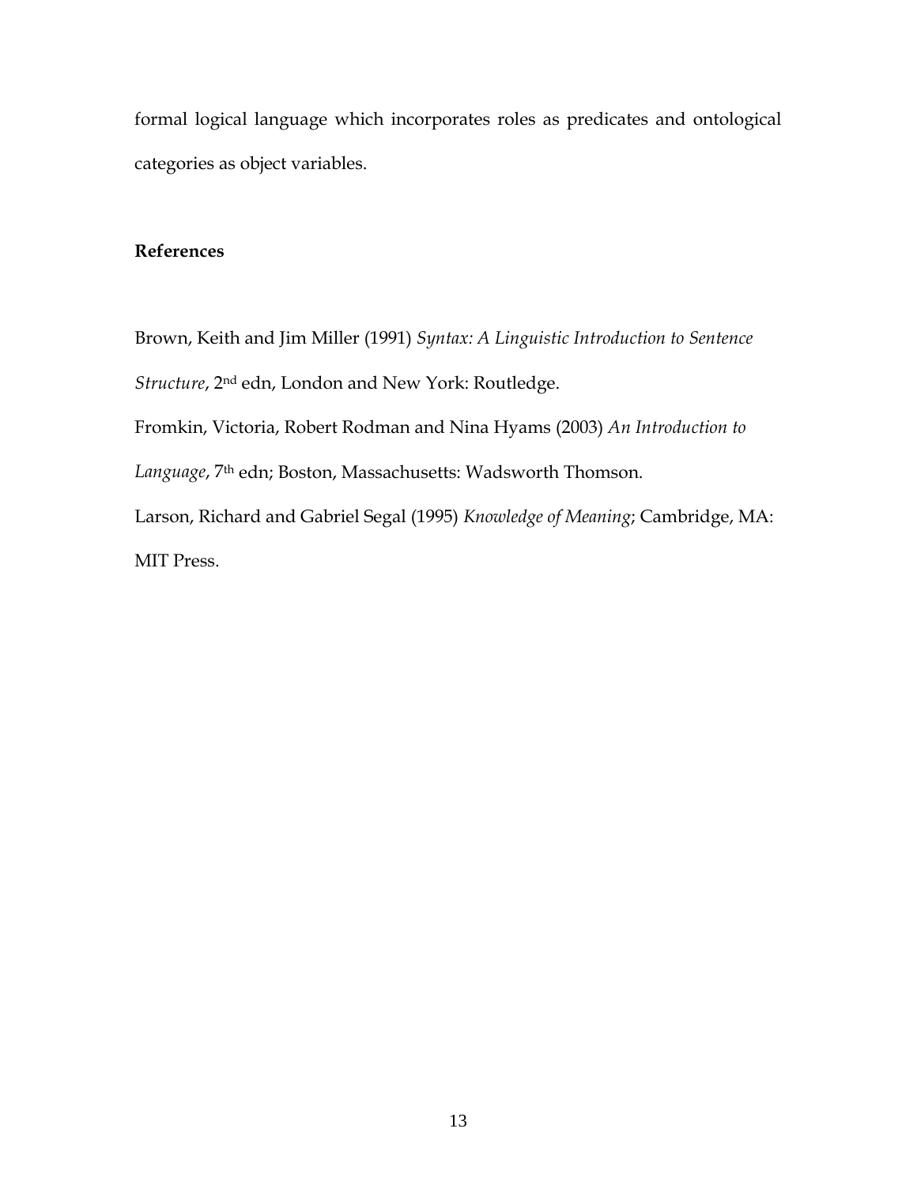formal logical language which incorporates roles as predicates and ontological categories as object variables.

## References

Brown, Keith and Jim Miller (1991) *Syntax: A Linguistic Introduction to Sentence Structure*, 2nd edn, London and New York: Routledge.

Fromkin, Victoria, Robert Rodman and Nina Hyams (2003) *An Introduction to Language*, 7th edn; Boston, Massachusetts: Wadsworth Thomson.

Larson, Richard and Gabriel Segal (1995) *Knowledge of Meaning*; Cambridge, MA: MIT Press.